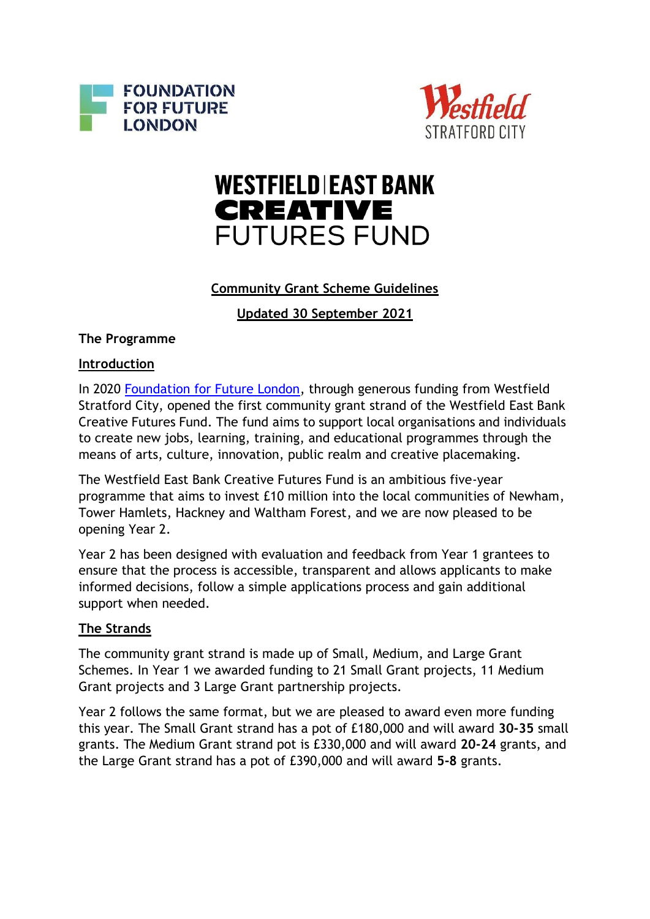FOUNDATION FOR FUTURE LONDON

Westfield STRATFORD CITY

# WESTFIELD | EAST BANK CREATIVE FUTURES FUND

## Community Grant Scheme Guidelines

## Updated 30 September 2021

**The Programme**

### Introduction

In 2020 [Foundation for Future London](), through generous funding from Westfield Stratford City, opened the first community grant strand of the Westfield East Bank Creative Futures Fund. The fund aims to support local organisations and individuals to create new jobs, learning, training, and educational programmes through the means of arts, culture, innovation, public realm and creative placemaking.

The Westfield East Bank Creative Futures Fund is an ambitious five-year programme that aims to invest £10 million into the local communities of Newham, Tower Hamlets, Hackney and Waltham Forest, and we are now pleased to be opening Year 2.

Year 2 has been designed with evaluation and feedback from Year 1 grantees to ensure that the process is accessible, transparent and allows applicants to make informed decisions, follow a simple applications process and gain additional support when needed.

### The Strands

The community grant strand is made up of Small, Medium, and Large Grant Schemes. In Year 1 we awarded funding to 21 Small Grant projects, 11 Medium Grant projects and 3 Large Grant partnership projects.

Year 2 follows the same format, but we are pleased to award even more funding this year. The Small Grant strand has a pot of £180,000 and will award **30-35** small grants. The Medium Grant strand pot is £330,000 and will award **20-24** grants, and the Large Grant strand has a pot of £390,000 and will award **5-8** grants.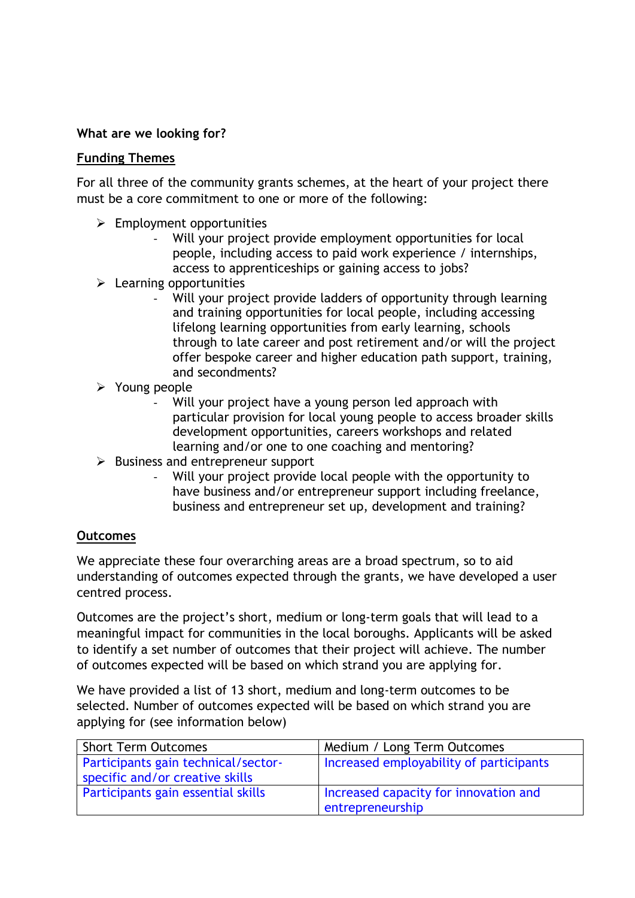**What are we looking for?**

**Funding Themes**

For all three of the community grants schemes, at the heart of your project there must be a core commitment to one or more of the following:

- Employment opportunities
  - Will your project provide employment opportunities for local people, including access to paid work experience / internships, access to apprenticeships or gaining access to jobs?
- Learning opportunities
  - Will your project provide ladders of opportunity through learning and training opportunities for local people, including accessing lifelong learning opportunities from early learning, schools through to late career and post retirement and/or will the project offer bespoke career and higher education path support, training, and secondments?
- Young people
  - Will your project have a young person led approach with particular provision for local young people to access broader skills development opportunities, careers workshops and related learning and/or one to one coaching and mentoring?
- Business and entrepreneur support
  - Will your project provide local people with the opportunity to have business and/or entrepreneur support including freelance, business and entrepreneur set up, development and training?

**Outcomes**

We appreciate these four overarching areas are a broad spectrum, so to aid understanding of outcomes expected through the grants, we have developed a user centred process.

Outcomes are the project's short, medium or long-term goals that will lead to a meaningful impact for communities in the local boroughs. Applicants will be asked to identify a set number of outcomes that their project will achieve. The number of outcomes expected will be based on which strand you are applying for.

We have provided a list of 13 short, medium and long-term outcomes to be selected. Number of outcomes expected will be based on which strand you are applying for (see information below)

| Short Term Outcomes | Medium / Long Term Outcomes |
| --- | --- |
| Participants gain technical/sector-specific and/or creative skills | Increased employability of participants |
| Participants gain essential skills | Increased capacity for innovation and entrepreneurship |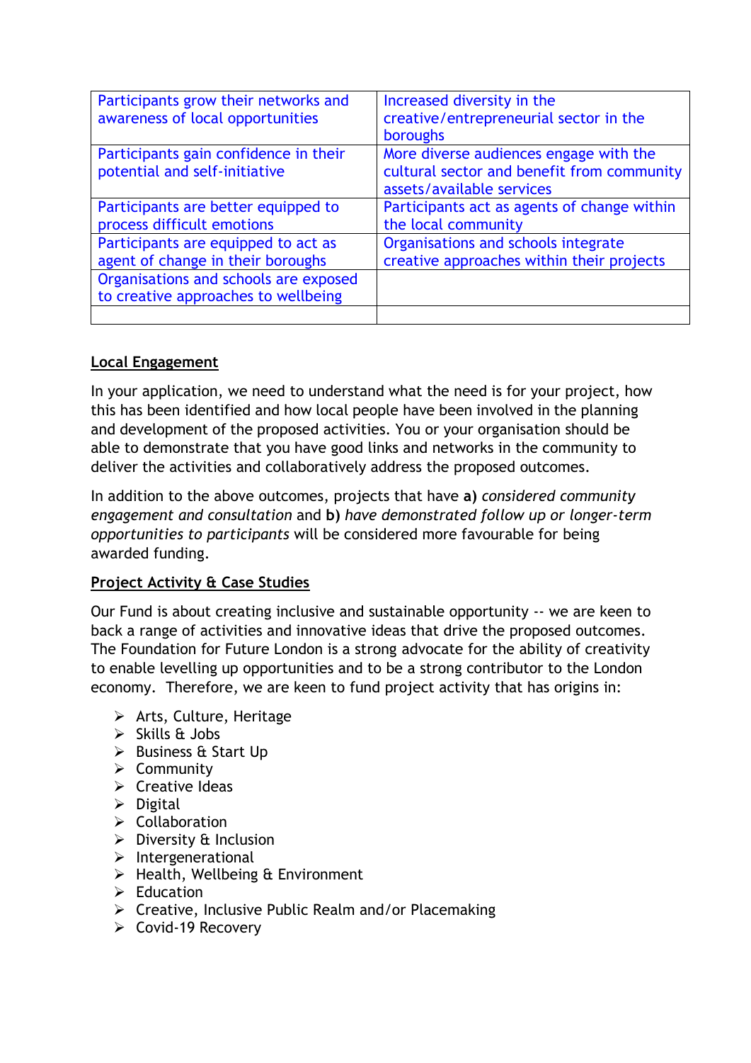| | |
|---|---|
| Participants grow their networks and awareness of local opportunities | Increased diversity in the creative/entrepreneurial sector in the boroughs |
| Participants gain confidence in their potential and self-initiative | More diverse audiences engage with the cultural sector and benefit from community assets/available services |
| Participants are better equipped to process difficult emotions | Participants act as agents of change within the local community |
| Participants are equipped to act as agent of change in their boroughs | Organisations and schools integrate creative approaches within their projects |
| Organisations and schools are exposed to creative approaches to wellbeing | |
| | |

**Local Engagement**

In your application, we need to understand what the need is for your project, how this has been identified and how local people have been involved in the planning and development of the proposed activities. You or your organisation should be able to demonstrate that you have good links and networks in the community to deliver the activities and collaboratively address the proposed outcomes.

In addition to the above outcomes, projects that have **a)** *considered community engagement and consultation* and **b)** *have demonstrated follow up or longer-term opportunities to participants* will be considered more favourable for being awarded funding.

**Project Activity & Case Studies**

Our Fund is about creating inclusive and sustainable opportunity -- we are keen to back a range of activities and innovative ideas that drive the proposed outcomes. The Foundation for Future London is a strong advocate for the ability of creativity to enable levelling up opportunities and to be a strong contributor to the London economy. Therefore, we are keen to fund project activity that has origins in:

- Arts, Culture, Heritage
- Skills & Jobs
- Business & Start Up
- Community
- Creative Ideas
- Digital
- Collaboration
- Diversity & Inclusion
- Intergenerational
- Health, Wellbeing & Environment
- Education
- Creative, Inclusive Public Realm and/or Placemaking
- Covid-19 Recovery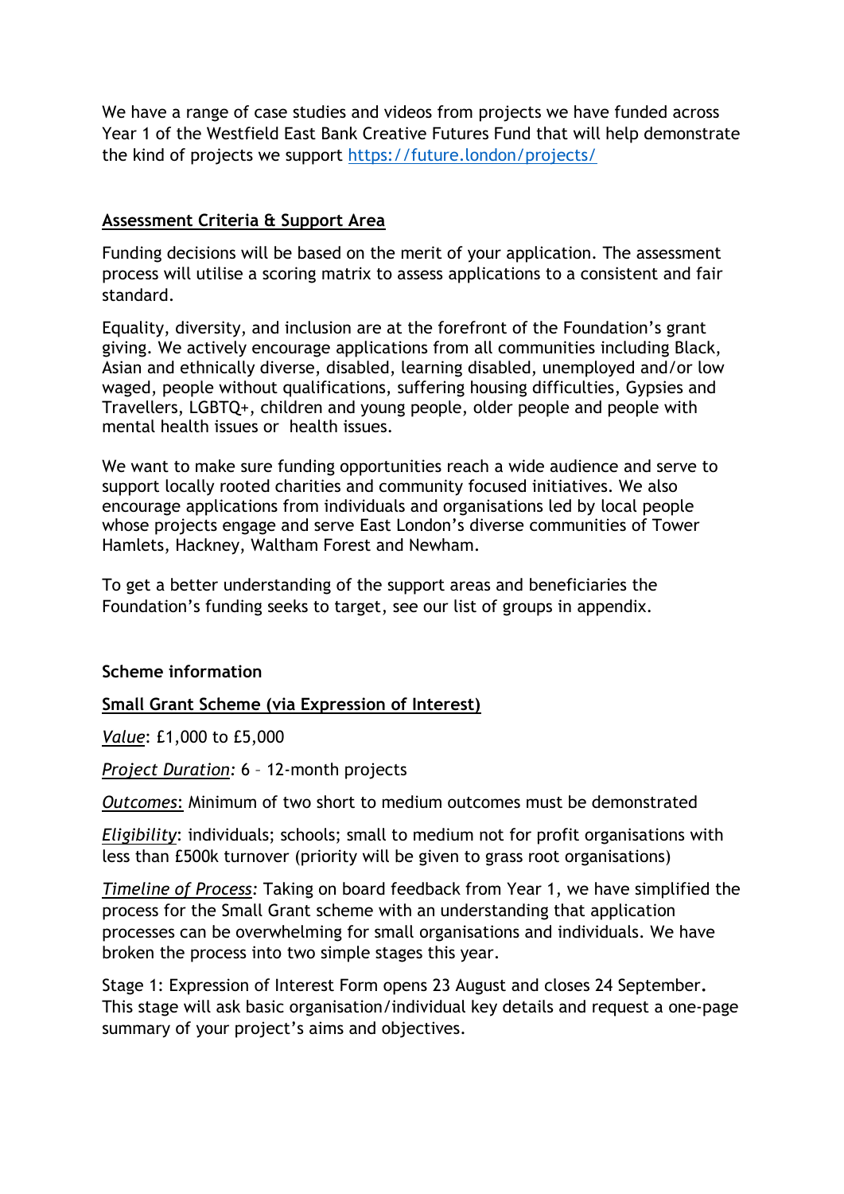We have a range of case studies and videos from projects we have funded across Year 1 of the Westfield East Bank Creative Futures Fund that will help demonstrate the kind of projects we support [https://future.london/projects/](https://future.london/projects/)

## Assessment Criteria & Support Area

Funding decisions will be based on the merit of your application. The assessment process will utilise a scoring matrix to assess applications to a consistent and fair standard.

Equality, diversity, and inclusion are at the forefront of the Foundation's grant giving. We actively encourage applications from all communities including Black, Asian and ethnically diverse, disabled, learning disabled, unemployed and/or low waged, people without qualifications, suffering housing difficulties, Gypsies and Travellers, LGBTQ+, children and young people, older people and people with mental health issues or health issues.

We want to make sure funding opportunities reach a wide audience and serve to support locally rooted charities and community focused initiatives. We also encourage applications from individuals and organisations led by local people whose projects engage and serve East London's diverse communities of Tower Hamlets, Hackney, Waltham Forest and Newham.

To get a better understanding of the support areas and beneficiaries the Foundation's funding seeks to target, see our list of groups in appendix.

### Scheme information

#### Small Grant Scheme (via Expression of Interest)

*Value*: £1,000 to £5,000

*Project Duration:* 6 – 12-month projects

*Outcomes*: Minimum of two short to medium outcomes must be demonstrated

*Eligibility*: individuals; schools; small to medium not for profit organisations with less than £500k turnover (priority will be given to grass root organisations)

*Timeline of Process:* Taking on board feedback from Year 1, we have simplified the process for the Small Grant scheme with an understanding that application processes can be overwhelming for small organisations and individuals. We have broken the process into two simple stages this year.

Stage 1: Expression of Interest Form opens 23 August and closes 24 September**.** This stage will ask basic organisation/individual key details and request a one-page summary of your project's aims and objectives.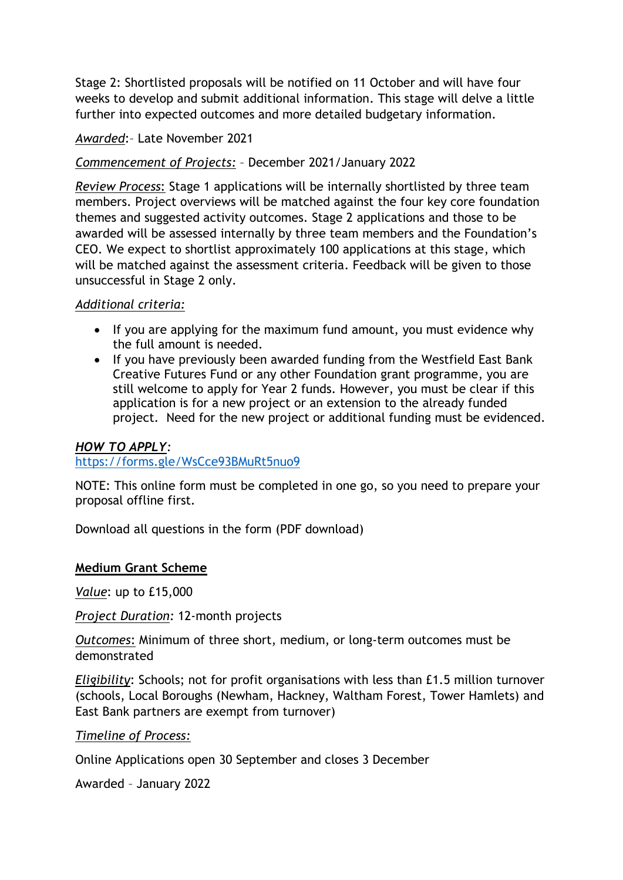Stage 2: Shortlisted proposals will be notified on 11 October and will have four weeks to develop and submit additional information. This stage will delve a little further into expected outcomes and more detailed budgetary information.

*Awarded*:– Late November 2021

*Commencement of Projects:* – December 2021/January 2022

*Review Process*: Stage 1 applications will be internally shortlisted by three team members. Project overviews will be matched against the four key core foundation themes and suggested activity outcomes. Stage 2 applications and those to be awarded will be assessed internally by three team members and the Foundation's CEO. We expect to shortlist approximately 100 applications at this stage, which will be matched against the assessment criteria. Feedback will be given to those unsuccessful in Stage 2 only.

*Additional criteria:*

- If you are applying for the maximum fund amount, you must evidence why the full amount is needed.
- If you have previously been awarded funding from the Westfield East Bank Creative Futures Fund or any other Foundation grant programme, you are still welcome to apply for Year 2 funds. However, you must be clear if this application is for a new project or an extension to the already funded project. Need for the new project or additional funding must be evidenced.

***HOW TO APPLY:***
[https://forms.gle/WsCce93BMuRt5nuo9](https://forms.gle/WsCce93BMuRt5nuo9)

NOTE: This online form must be completed in one go, so you need to prepare your proposal offline first.

Download all questions in the form (PDF download)

**Medium Grant Scheme**

*Value*: up to £15,000

*Project Duration:* 12-month projects

*Outcomes*: Minimum of three short, medium, or long-term outcomes must be demonstrated

*Eligibility*: Schools; not for profit organisations with less than £1.5 million turnover (schools, Local Boroughs (Newham, Hackney, Waltham Forest, Tower Hamlets) and East Bank partners are exempt from turnover)

*Timeline of Process:*

Online Applications open 30 September and closes 3 December

Awarded – January 2022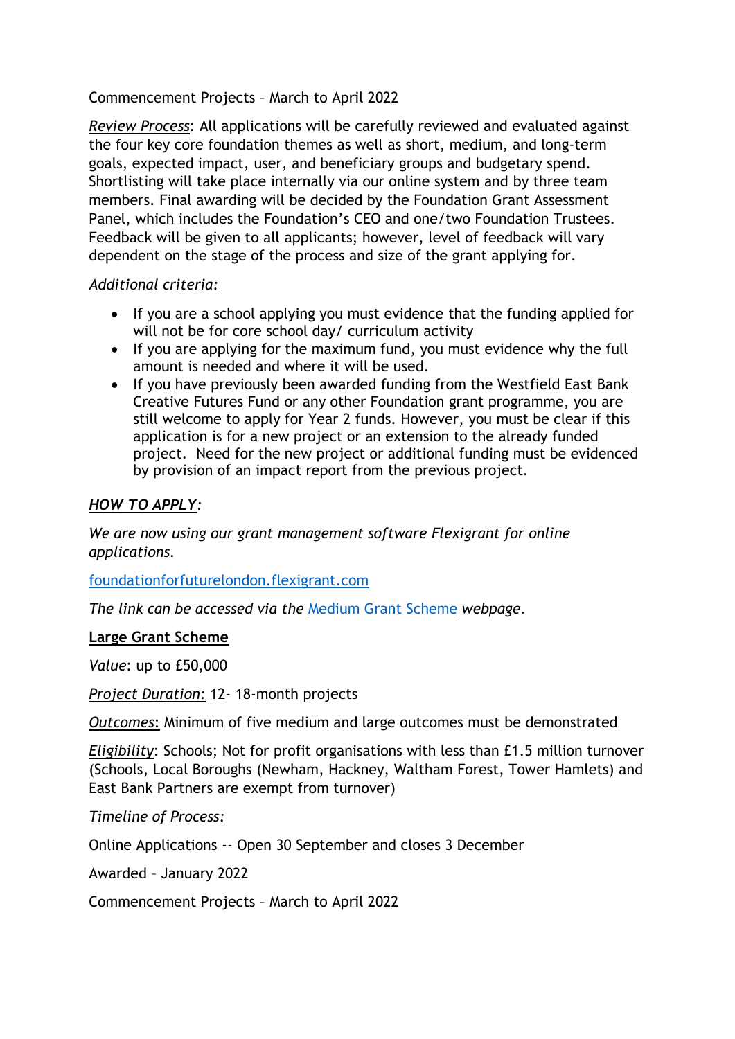Commencement Projects – March to April 2022

*Review Process*: All applications will be carefully reviewed and evaluated against the four key core foundation themes as well as short, medium, and long-term goals, expected impact, user, and beneficiary groups and budgetary spend. Shortlisting will take place internally via our online system and by three team members. Final awarding will be decided by the Foundation Grant Assessment Panel, which includes the Foundation's CEO and one/two Foundation Trustees. Feedback will be given to all applicants; however, level of feedback will vary dependent on the stage of the process and size of the grant applying for.

*Additional criteria:*

- If you are a school applying you must evidence that the funding applied for will not be for core school day/ curriculum activity
- If you are applying for the maximum fund, you must evidence why the full amount is needed and where it will be used.
- If you have previously been awarded funding from the Westfield East Bank Creative Futures Fund or any other Foundation grant programme, you are still welcome to apply for Year 2 funds. However, you must be clear if this application is for a new project or an extension to the already funded project. Need for the new project or additional funding must be evidenced by provision of an impact report from the previous project.

***HOW TO APPLY***:

*We are now using our grant management software Flexigrant for online applications.*

[foundationforfuturelondon.flexigrant.com](foundationforfuturelondon.flexigrant.com)

*The link can be accessed via the* [Medium Grant Scheme]() *webpage.*

**Large Grant Scheme**

*Value*: up to £50,000

*Project Duration:* 12- 18-month projects

*Outcomes*: Minimum of five medium and large outcomes must be demonstrated

*Eligibility*: Schools; Not for profit organisations with less than £1.5 million turnover (Schools, Local Boroughs (Newham, Hackney, Waltham Forest, Tower Hamlets) and East Bank Partners are exempt from turnover)

*Timeline of Process:*

Online Applications -- Open 30 September and closes 3 December

Awarded – January 2022

Commencement Projects – March to April 2022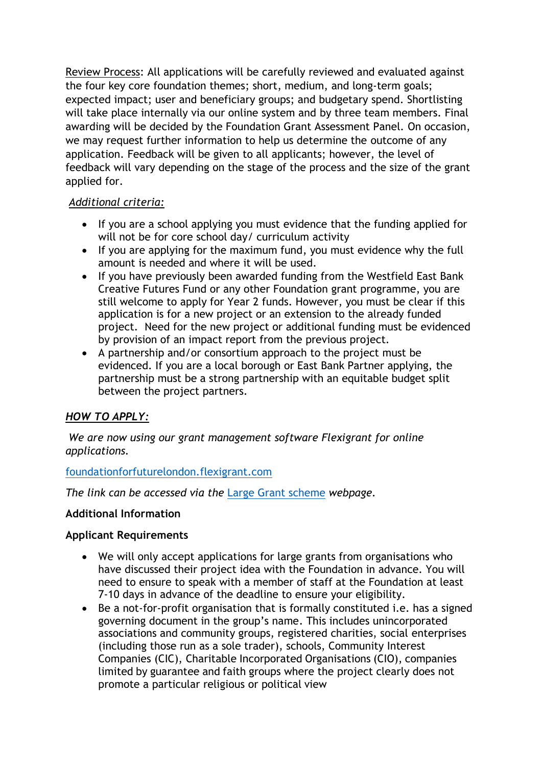<u>Review Process</u>: All applications will be carefully reviewed and evaluated against the four key core foundation themes; short, medium, and long-term goals; expected impact; user and beneficiary groups; and budgetary spend. Shortlisting will take place internally via our online system and by three team members. Final awarding will be decided by the Foundation Grant Assessment Panel. On occasion, we may request further information to help us determine the outcome of any application. Feedback will be given to all applicants; however, the level of feedback will vary depending on the stage of the process and the size of the grant applied for.

*<u>Additional criteria:</u>*

- If you are a school applying you must evidence that the funding applied for will not be for core school day/ curriculum activity
- If you are applying for the maximum fund, you must evidence why the full amount is needed and where it will be used.
- If you have previously been awarded funding from the Westfield East Bank Creative Futures Fund or any other Foundation grant programme, you are still welcome to apply for Year 2 funds. However, you must be clear if this application is for a new project or an extension to the already funded project. Need for the new project or additional funding must be evidenced by provision of an impact report from the previous project.
- A partnership and/or consortium approach to the project must be evidenced. If you are a local borough or East Bank Partner applying, the partnership must be a strong partnership with an equitable budget split between the project partners.

***<u>HOW TO APPLY:</u>***

*We are now using our grant management software Flexigrant for online applications.*

[foundationforfuturelondon.flexigrant.com](foundationforfuturelondon.flexigrant.com)

*The link can be accessed via the* [Large Grant scheme](#) *webpage.*

**Additional Information**

**Applicant Requirements**

- We will only accept applications for large grants from organisations who have discussed their project idea with the Foundation in advance. You will need to ensure to speak with a member of staff at the Foundation at least 7-10 days in advance of the deadline to ensure your eligibility.
- Be a not-for-profit organisation that is formally constituted i.e. has a signed governing document in the group's name. This includes unincorporated associations and community groups, registered charities, social enterprises (including those run as a sole trader), schools, Community Interest Companies (CIC), Charitable Incorporated Organisations (CIO), companies limited by guarantee and faith groups where the project clearly does not promote a particular religious or political view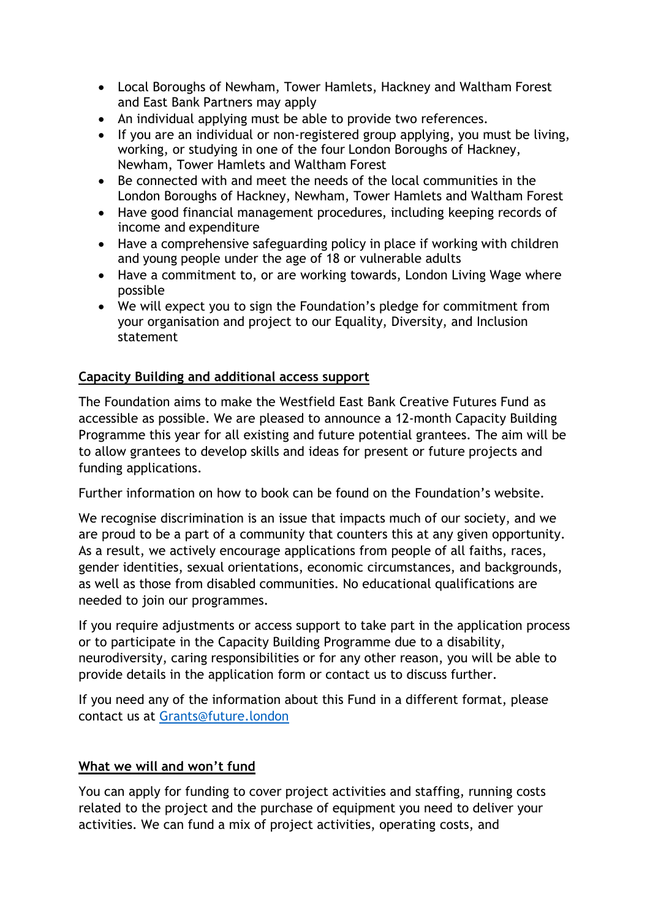- Local Boroughs of Newham, Tower Hamlets, Hackney and Waltham Forest and East Bank Partners may apply
- An individual applying must be able to provide two references.
- If you are an individual or non-registered group applying, you must be living, working, or studying in one of the four London Boroughs of Hackney, Newham, Tower Hamlets and Waltham Forest
- Be connected with and meet the needs of the local communities in the London Boroughs of Hackney, Newham, Tower Hamlets and Waltham Forest
- Have good financial management procedures, including keeping records of income and expenditure
- Have a comprehensive safeguarding policy in place if working with children and young people under the age of 18 or vulnerable adults
- Have a commitment to, or are working towards, London Living Wage where possible
- We will expect you to sign the Foundation's pledge for commitment from your organisation and project to our Equality, Diversity, and Inclusion statement

## Capacity Building and additional access support

The Foundation aims to make the Westfield East Bank Creative Futures Fund as accessible as possible. We are pleased to announce a 12-month Capacity Building Programme this year for all existing and future potential grantees. The aim will be to allow grantees to develop skills and ideas for present or future projects and funding applications.

Further information on how to book can be found on the Foundation's website.

We recognise discrimination is an issue that impacts much of our society, and we are proud to be a part of a community that counters this at any given opportunity. As a result, we actively encourage applications from people of all faiths, races, gender identities, sexual orientations, economic circumstances, and backgrounds, as well as those from disabled communities. No educational qualifications are needed to join our programmes.

If you require adjustments or access support to take part in the application process or to participate in the Capacity Building Programme due to a disability, neurodiversity, caring responsibilities or for any other reason, you will be able to provide details in the application form or contact us to discuss further.

If you need any of the information about this Fund in a different format, please contact us at [Grants@future.london](mailto:Grants@future.london)

## What we will and won't fund

You can apply for funding to cover project activities and staffing, running costs related to the project and the purchase of equipment you need to deliver your activities. We can fund a mix of project activities, operating costs, and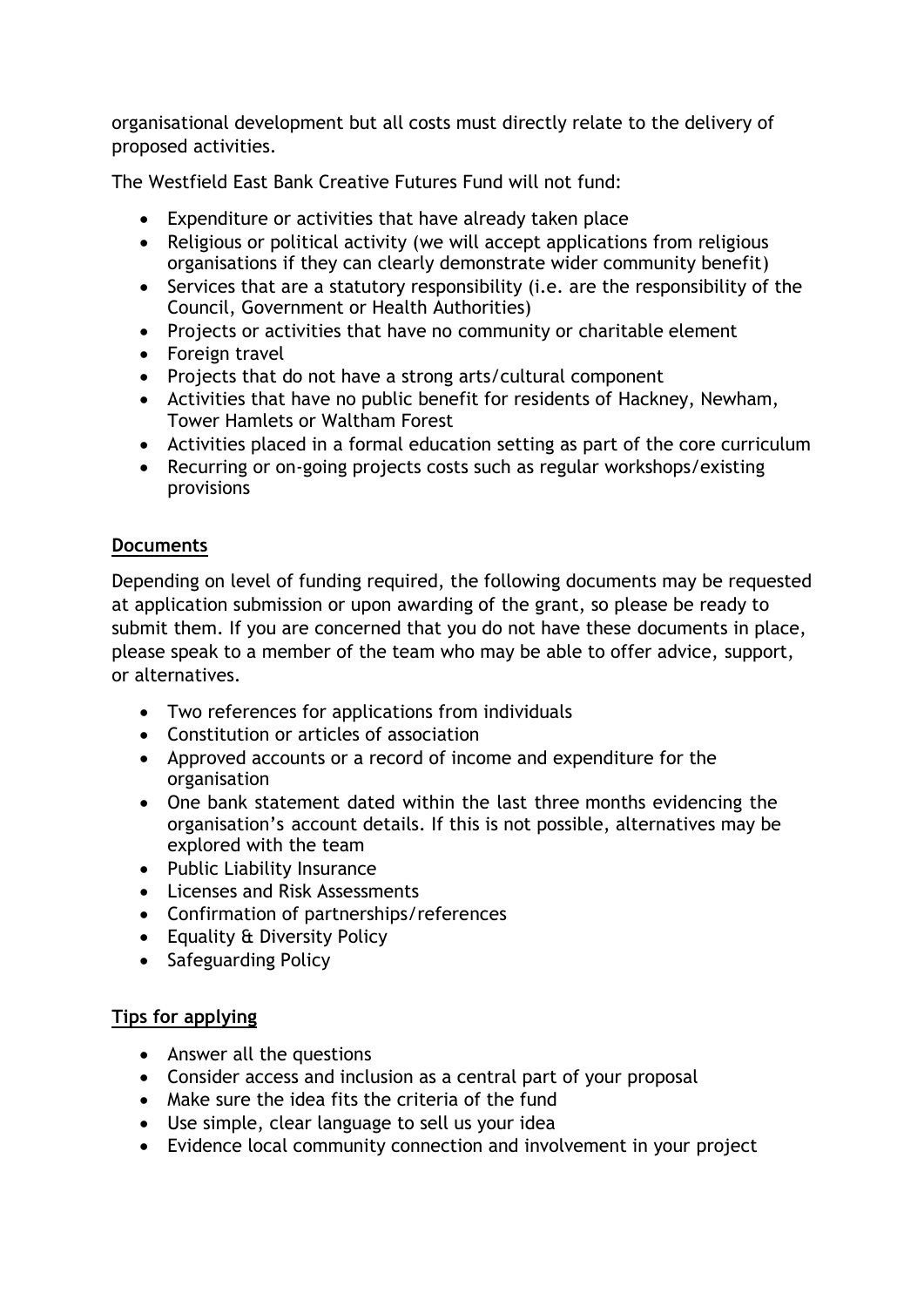organisational development but all costs must directly relate to the delivery of proposed activities.

The Westfield East Bank Creative Futures Fund will not fund:

- Expenditure or activities that have already taken place
- Religious or political activity (we will accept applications from religious organisations if they can clearly demonstrate wider community benefit)
- Services that are a statutory responsibility (i.e. are the responsibility of the Council, Government or Health Authorities)
- Projects or activities that have no community or charitable element
- Foreign travel
- Projects that do not have a strong arts/cultural component
- Activities that have no public benefit for residents of Hackney, Newham, Tower Hamlets or Waltham Forest
- Activities placed in a formal education setting as part of the core curriculum
- Recurring or on-going projects costs such as regular workshops/existing provisions

## Documents

Depending on level of funding required, the following documents may be requested at application submission or upon awarding of the grant, so please be ready to submit them. If you are concerned that you do not have these documents in place, please speak to a member of the team who may be able to offer advice, support, or alternatives.

- Two references for applications from individuals
- Constitution or articles of association
- Approved accounts or a record of income and expenditure for the organisation
- One bank statement dated within the last three months evidencing the organisation's account details. If this is not possible, alternatives may be explored with the team
- Public Liability Insurance
- Licenses and Risk Assessments
- Confirmation of partnerships/references
- Equality & Diversity Policy
- Safeguarding Policy

## Tips for applying

- Answer all the questions
- Consider access and inclusion as a central part of your proposal
- Make sure the idea fits the criteria of the fund
- Use simple, clear language to sell us your idea
- Evidence local community connection and involvement in your project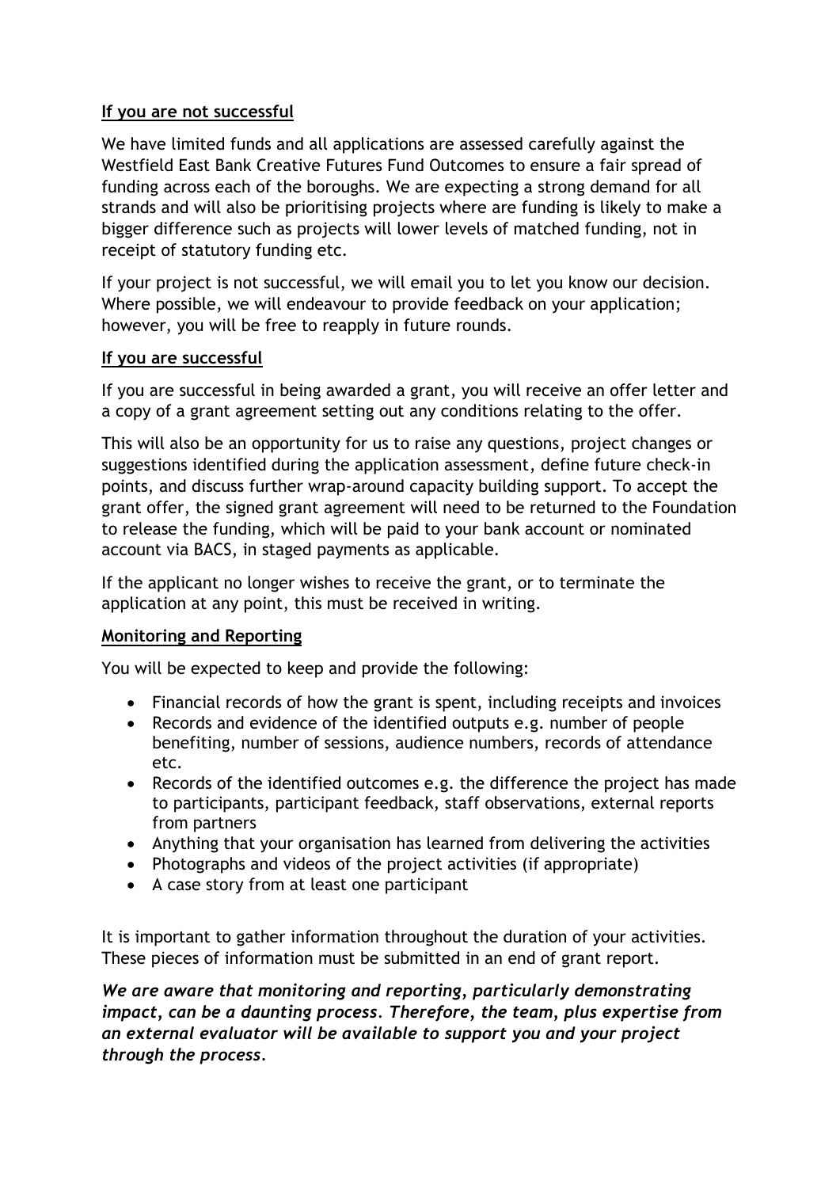**If you are not successful**

We have limited funds and all applications are assessed carefully against the Westfield East Bank Creative Futures Fund Outcomes to ensure a fair spread of funding across each of the boroughs. We are expecting a strong demand for all strands and will also be prioritising projects where are funding is likely to make a bigger difference such as projects will lower levels of matched funding, not in receipt of statutory funding etc.

If your project is not successful, we will email you to let you know our decision. Where possible, we will endeavour to provide feedback on your application; however, you will be free to reapply in future rounds.

**If you are successful**

If you are successful in being awarded a grant, you will receive an offer letter and a copy of a grant agreement setting out any conditions relating to the offer.

This will also be an opportunity for us to raise any questions, project changes or suggestions identified during the application assessment, define future check-in points, and discuss further wrap-around capacity building support. To accept the grant offer, the signed grant agreement will need to be returned to the Foundation to release the funding, which will be paid to your bank account or nominated account via BACS, in staged payments as applicable.

If the applicant no longer wishes to receive the grant, or to terminate the application at any point, this must be received in writing.

**Monitoring and Reporting**

You will be expected to keep and provide the following:

- Financial records of how the grant is spent, including receipts and invoices
- Records and evidence of the identified outputs e.g. number of people benefiting, number of sessions, audience numbers, records of attendance etc.
- Records of the identified outcomes e.g. the difference the project has made to participants, participant feedback, staff observations, external reports from partners
- Anything that your organisation has learned from delivering the activities
- Photographs and videos of the project activities (if appropriate)
- A case story from at least one participant

It is important to gather information throughout the duration of your activities. These pieces of information must be submitted in an end of grant report.

***We are aware that monitoring and reporting, particularly demonstrating impact, can be a daunting process. Therefore, the team, plus expertise from an external evaluator will be available to support you and your project through the process.***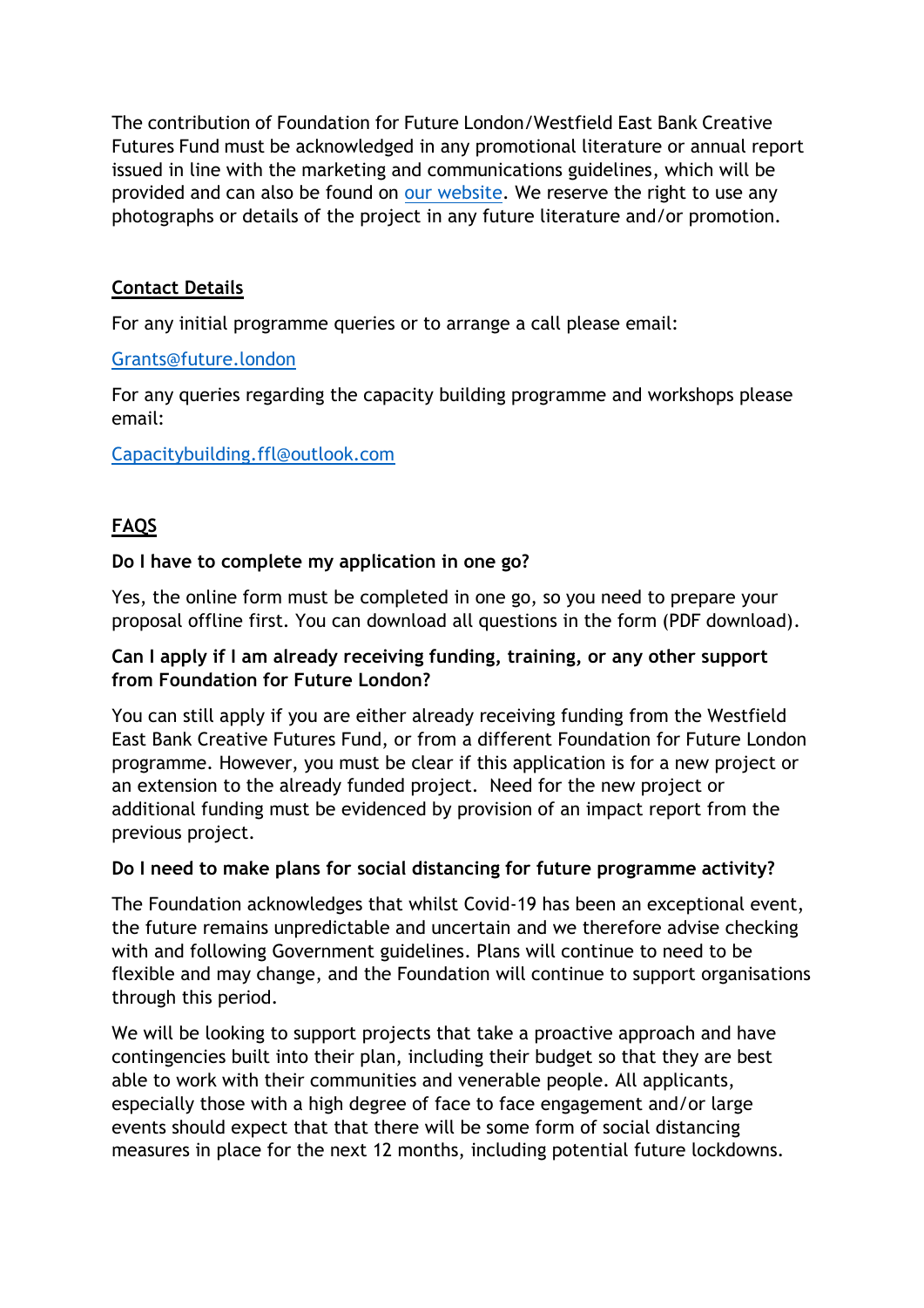The contribution of Foundation for Future London/Westfield East Bank Creative Futures Fund must be acknowledged in any promotional literature or annual report issued in line with the marketing and communications guidelines, which will be provided and can also be found on [our website](). We reserve the right to use any photographs or details of the project in any future literature and/or promotion.

## Contact Details

For any initial programme queries or to arrange a call please email:

Grants@future.london

For any queries regarding the capacity building programme and workshops please email:

Capacitybuilding.ffl@outlook.com

## FAQS

**Do I have to complete my application in one go?**

Yes, the online form must be completed in one go, so you need to prepare your proposal offline first. You can download all questions in the form (PDF download).

**Can I apply if I am already receiving funding, training, or any other support from Foundation for Future London?**

You can still apply if you are either already receiving funding from the Westfield East Bank Creative Futures Fund, or from a different Foundation for Future London programme. However, you must be clear if this application is for a new project or an extension to the already funded project. Need for the new project or additional funding must be evidenced by provision of an impact report from the previous project.

**Do I need to make plans for social distancing for future programme activity?**

The Foundation acknowledges that whilst Covid-19 has been an exceptional event, the future remains unpredictable and uncertain and we therefore advise checking with and following Government guidelines. Plans will continue to need to be flexible and may change, and the Foundation will continue to support organisations through this period.

We will be looking to support projects that take a proactive approach and have contingencies built into their plan, including their budget so that they are best able to work with their communities and venerable people. All applicants, especially those with a high degree of face to face engagement and/or large events should expect that that there will be some form of social distancing measures in place for the next 12 months, including potential future lockdowns.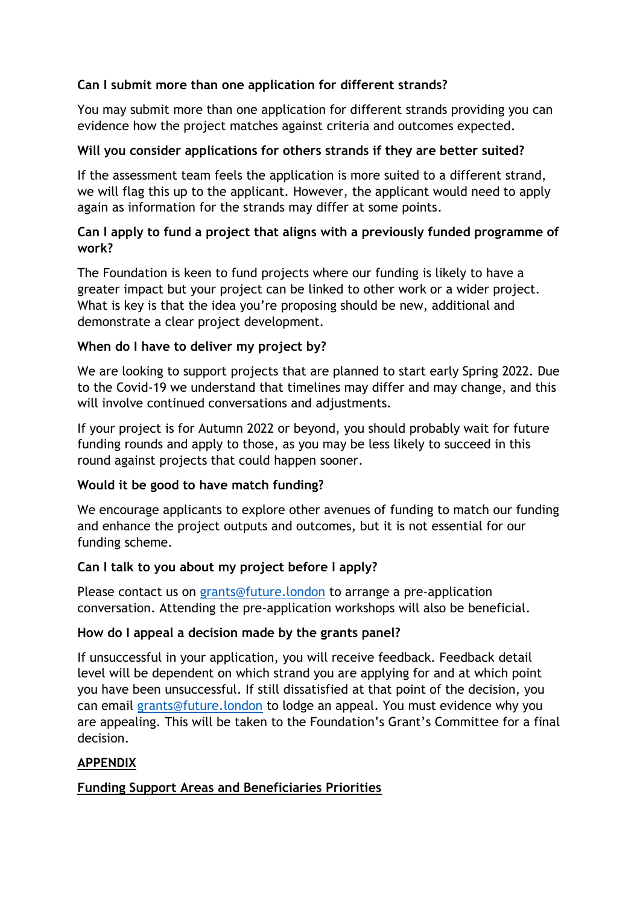**Can I submit more than one application for different strands?**

You may submit more than one application for different strands providing you can evidence how the project matches against criteria and outcomes expected.

**Will you consider applications for others strands if they are better suited?**

If the assessment team feels the application is more suited to a different strand, we will flag this up to the applicant. However, the applicant would need to apply again as information for the strands may differ at some points.

**Can I apply to fund a project that aligns with a previously funded programme of work?**

The Foundation is keen to fund projects where our funding is likely to have a greater impact but your project can be linked to other work or a wider project. What is key is that the idea you're proposing should be new, additional and demonstrate a clear project development.

**When do I have to deliver my project by?**

We are looking to support projects that are planned to start early Spring 2022. Due to the Covid-19 we understand that timelines may differ and may change, and this will involve continued conversations and adjustments.

If your project is for Autumn 2022 or beyond, you should probably wait for future funding rounds and apply to those, as you may be less likely to succeed in this round against projects that could happen sooner.

**Would it be good to have match funding?**

We encourage applicants to explore other avenues of funding to match our funding and enhance the project outputs and outcomes, but it is not essential for our funding scheme.

**Can I talk to you about my project before I apply?**

Please contact us on [grants@future.london](mailto:grants@future.london) to arrange a pre-application conversation. Attending the pre-application workshops will also be beneficial.

**How do I appeal a decision made by the grants panel?**

If unsuccessful in your application, you will receive feedback. Feedback detail level will be dependent on which strand you are applying for and at which point you have been unsuccessful. If still dissatisfied at that point of the decision, you can email [grants@future.london](mailto:grants@future.london) to lodge an appeal. You must evidence why you are appealing. This will be taken to the Foundation's Grant's Committee for a final decision.

## APPENDIX

### Funding Support Areas and Beneficiaries Priorities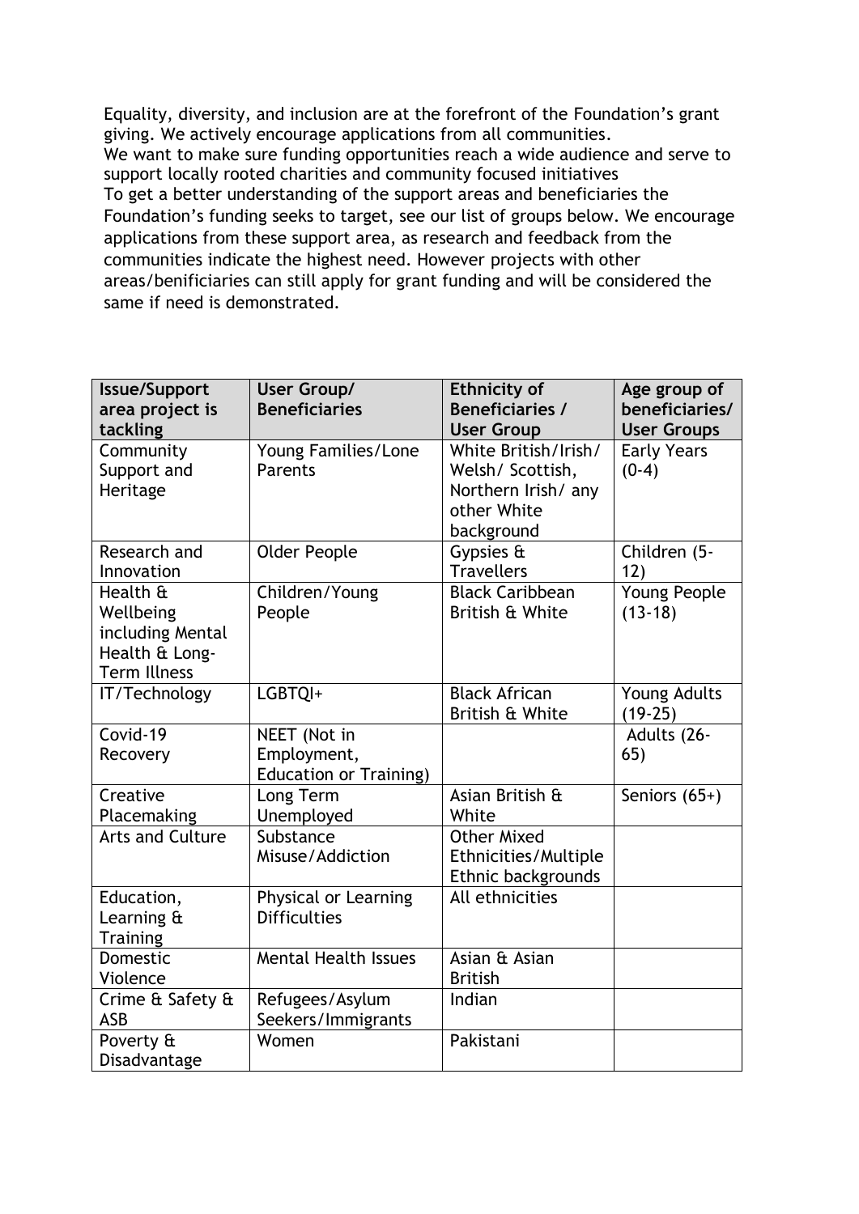Equality, diversity, and inclusion are at the forefront of the Foundation's grant giving. We actively encourage applications from all communities.
We want to make sure funding opportunities reach a wide audience and serve to support locally rooted charities and community focused initiatives
To get a better understanding of the support areas and beneficiaries the Foundation's funding seeks to target, see our list of groups below. We encourage applications from these support area, as research and feedback from the communities indicate the highest need. However projects with other areas/benificiaries can still apply for grant funding and will be considered the same if need is demonstrated.

| Issue/Support area project is tackling | User Group/ Beneficiaries | Ethnicity of Beneficiaries / User Group | Age group of beneficiaries/ User Groups |
|---|---|---|---|
| Community Support and Heritage | Young Families/Lone Parents | White British/Irish/ Welsh/ Scottish, Northern Irish/ any other White background | Early Years (0-4) |
| Research and Innovation | Older People | Gypsies & Travellers | Children (5-12) |
| Health & Wellbeing including Mental Health & Long-Term Illness | Children/Young People | Black Caribbean British & White | Young People (13-18) |
| IT/Technology | LGBTQI+ | Black African British & White | Young Adults (19-25) |
| Covid-19 Recovery | NEET (Not in Employment, Education or Training) | | Adults (26-65) |
| Creative Placemaking | Long Term Unemployed | Asian British & White | Seniors (65+) |
| Arts and Culture | Substance Misuse/Addiction | Other Mixed Ethnicities/Multiple Ethnic backgrounds | |
| Education, Learning & Training | Physical or Learning Difficulties | All ethnicities | |
| Domestic Violence | Mental Health Issues | Asian & Asian British | |
| Crime & Safety & ASB | Refugees/Asylum Seekers/Immigrants | Indian | |
| Poverty & Disadvantage | Women | Pakistani | |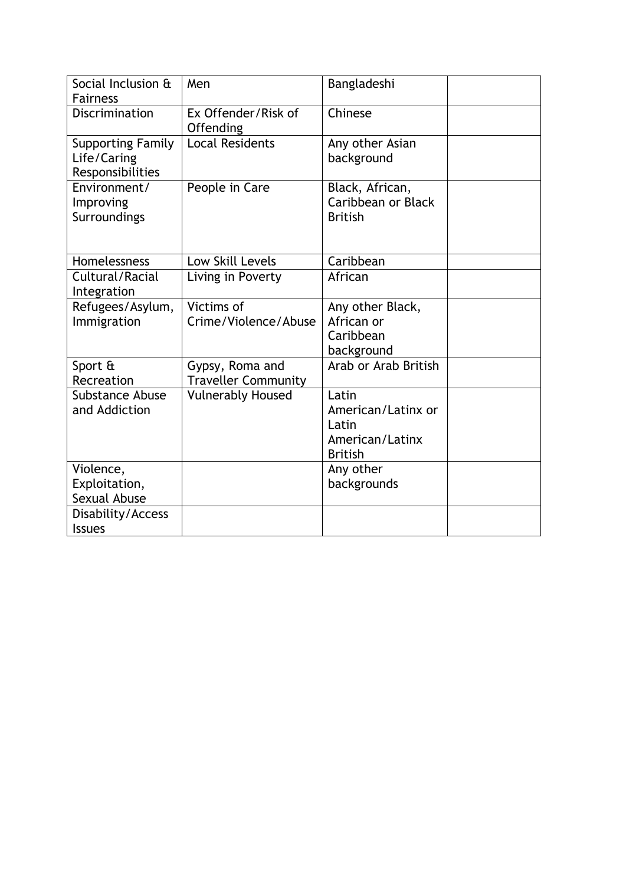| | | | |
|---|---|---|---|
| Social Inclusion & Fairness | Men | Bangladeshi | |
| Discrimination | Ex Offender/Risk of Offending | Chinese | |
| Supporting Family Life/Caring Responsibilities | Local Residents | Any other Asian background | |
| Environment/ Improving Surroundings | People in Care | Black, African, Caribbean or Black British | |
| Homelessness | Low Skill Levels | Caribbean | |
| Cultural/Racial Integration | Living in Poverty | African | |
| Refugees/Asylum, Immigration | Victims of Crime/Violence/Abuse | Any other Black, African or Caribbean background | |
| Sport & Recreation | Gypsy, Roma and Traveller Community | Arab or Arab British | |
| Substance Abuse and Addiction | Vulnerably Housed | Latin American/Latinx or Latin American/Latinx British | |
| Violence, Exploitation, Sexual Abuse | | Any other backgrounds | |
| Disability/Access Issues | | | |